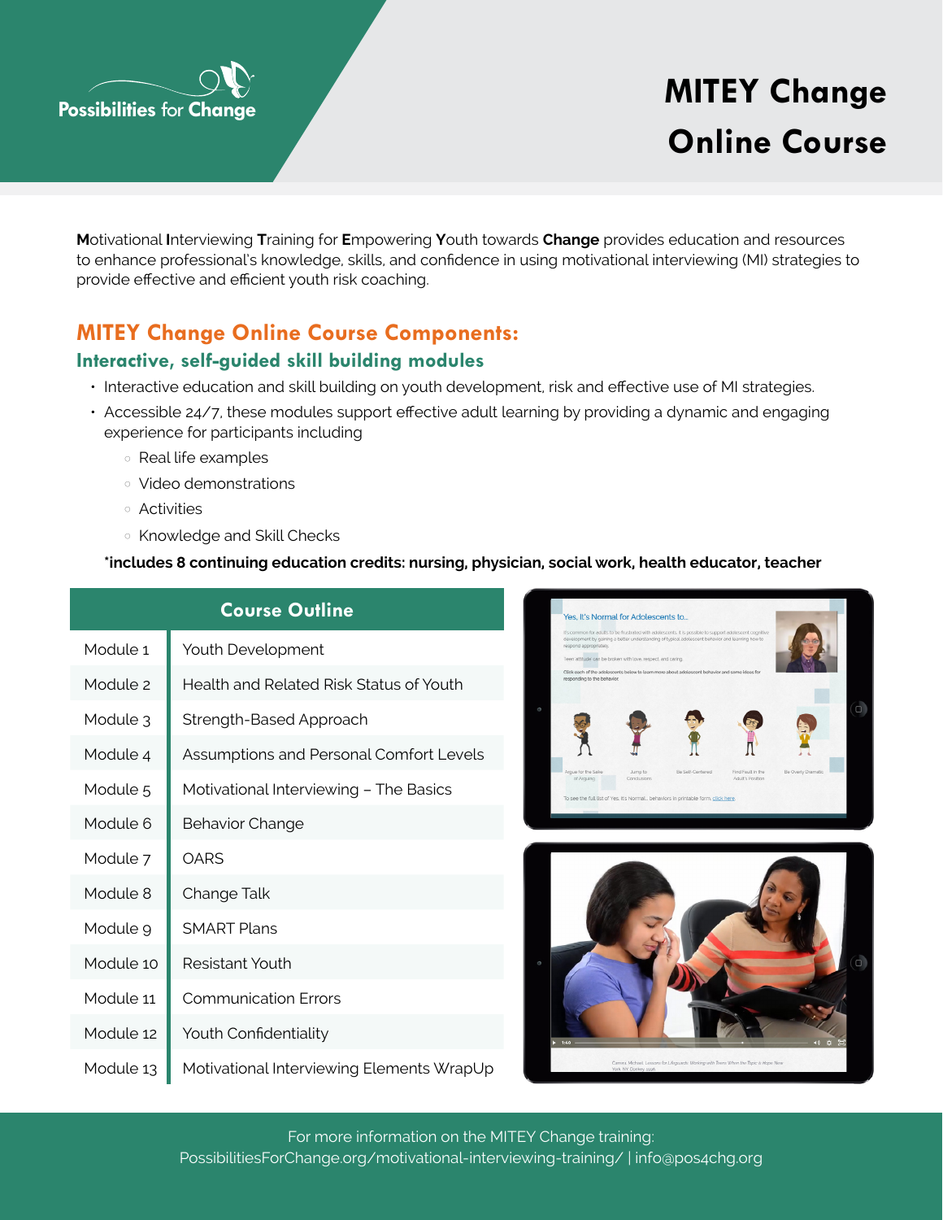Possibilities for Change

# MITEY Change Online Course

**M**otivational **I**nterviewing **T**raining for **E**mpowering **Y**outh towards **Change** provides education and resources to enhance professional's knowledge, skills, and confidence in using motivational interviewing (MI) strategies to provide effective and efficient youth risk coaching.

## MITEY Change Online Course Components:

### Interactive, self-guided skill building modules

- Interactive education and skill building on youth development, risk and effective use of MI strategies.
- Accessible 24/7, these modules support effective adult learning by providing a dynamic and engaging experience for participants including
  - Real life examples
  - Video demonstrations
  - Activities
  - Knowledge and Skill Checks

**\*includes 8 continuing education credits: nursing, physician, social work, health educator, teacher**

| Course Outline | |
|---|---|
| Module 1 | Youth Development |
| Module 2 | Health and Related Risk Status of Youth |
| Module 3 | Strength-Based Approach |
| Module 4 | Assumptions and Personal Comfort Levels |
| Module 5 | Motivational Interviewing – The Basics |
| Module 6 | Behavior Change |
| Module 7 | OARS |
| Module 8 | Change Talk |
| Module 9 | SMART Plans |
| Module 10 | Resistant Youth |
| Module 11 | Communication Errors |
| Module 12 | Youth Confidentiality |
| Module 13 | Motivational Interviewing Elements WrapUp |

For more information on the MITEY Change training:
PossibilitiesForChange.org/motivational-interviewing-training/ | info@pos4chg.org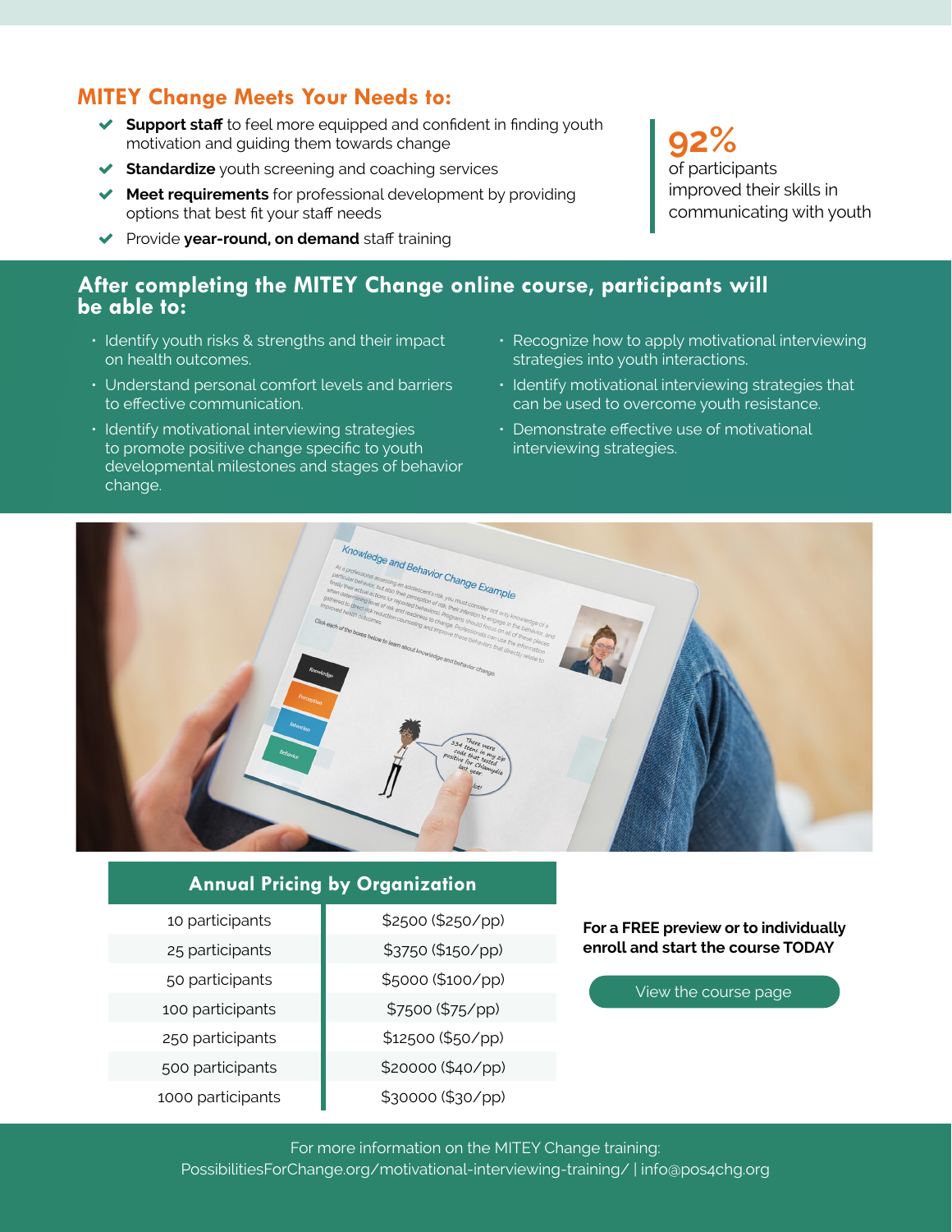## MITEY Change Meets Your Needs to:

- **Support staff** to feel more equipped and confident in finding youth motivation and guiding them towards change
- **Standardize** youth screening and coaching services
- **Meet requirements** for professional development by providing options that best fit your staff needs
- Provide **year-round, on demand** staff training

**92%**
of participants improved their skills in communicating with youth

## After completing the MITEY Change online course, participants will be able to:

- Identify youth risks & strengths and their impact on health outcomes.
- Understand personal comfort levels and barriers to effective communication.
- Identify motivational interviewing strategies to promote positive change specific to youth developmental milestones and stages of behavior change.
- Recognize how to apply motivational interviewing strategies into youth interactions.
- Identify motivational interviewing strategies that can be used to overcome youth resistance.
- Demonstrate effective use of motivational interviewing strategies.

| Annual Pricing by Organization | |
|---|---|
| 10 participants | $2500 ($250/pp) |
| 25 participants | $3750 ($150/pp) |
| 50 participants | $5000 ($100/pp) |
| 100 participants | $7500 ($75/pp) |
| 250 participants | $12500 ($50/pp) |
| 500 participants | $20000 ($40/pp) |
| 1000 participants | $30000 ($30/pp) |

**For a FREE preview or to individually enroll and start the course TODAY**

View the course page

For more information on the MITEY Change training:
PossibilitiesForChange.org/motivational-interviewing-training/ | info@pos4chg.org